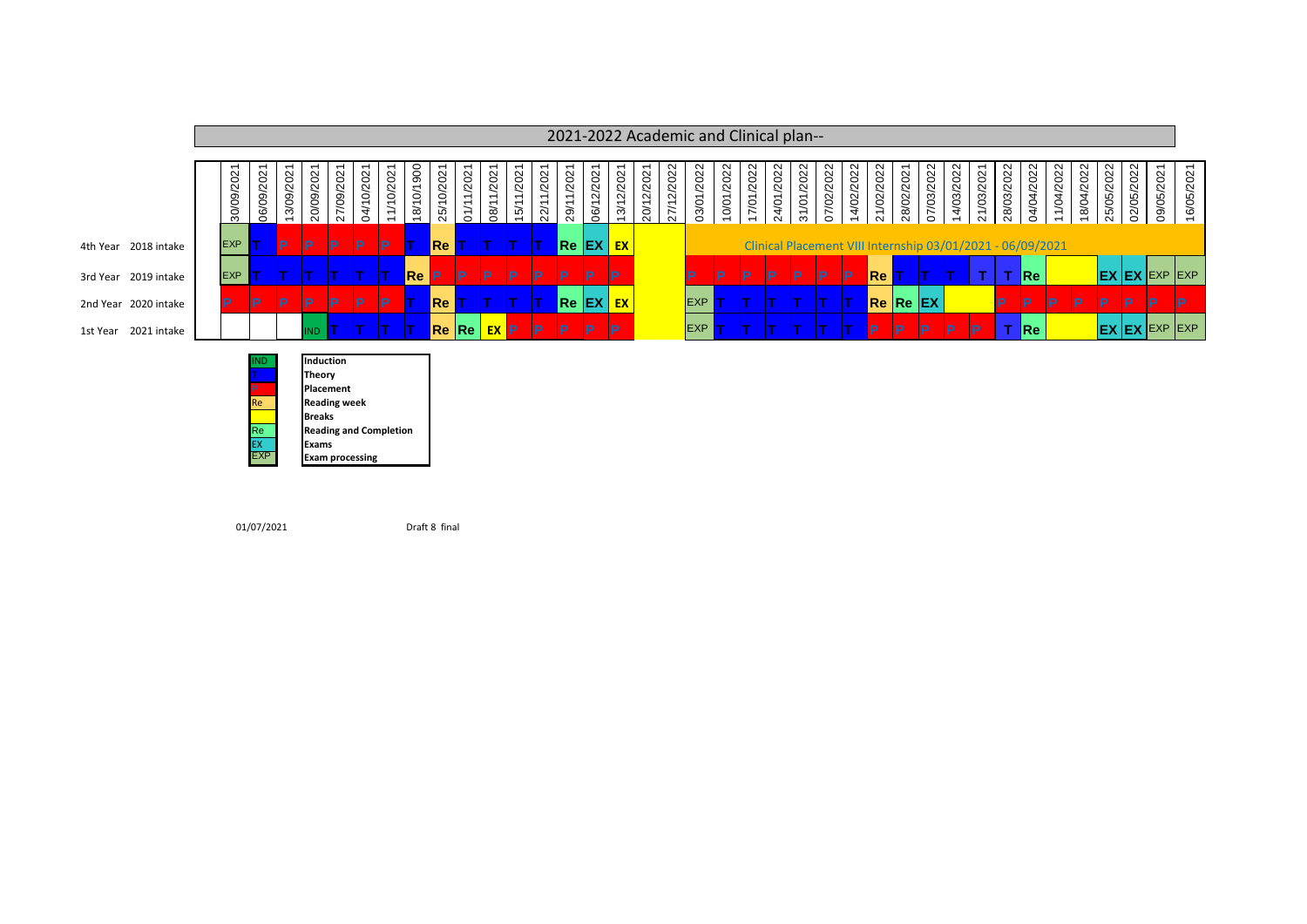# 2021-2022 Academic and Clinical plan--

| | 30/09/2021 | 06/09/2021 | 13/09/2021 | 20/09/2021 | 27/09/2021 | 04/10/2021 | 11/10/2021 | 18/10/1900 | 25/10/2021 | 01/11/2021 | 08/11/2021 | 15/11/2021 | 22/11/2021 | 29/11/2021 | 06/12/2021 | 13/12/2021 | 20/12/2021 | 27/12/2022 | 03/01/2022 | 10/01/2022 | 17/01/2022 | 24/01/2022 | 31/01/2022 | 07/02/2022 | 14/02/2022 | 21/02/2022 | 28/02/2021 | 07/03/2022 | 14/03/2022 | 21/03/2021 | 28/03/2022 | 04/04/2022 | 11/04/2022 | 18/04/2022 | 25/05/2022 | 02/05/2022 | 09/05/2021 | 16/05/2021 |
|---|---|---|---|---|---|---|---|---|---|---|---|---|---|---|---|---|---|---|---|---|---|---|---|---|---|---|---|---|---|---|---|---|---|---|---|---|---|---|
| 4th Year 2018 intake | EXP | T | P | P | P | P | P | T | Re | T | T | T | T | Re | EX | EX | | | Clinical Placement VIII Internship 03/01/2021 - 06/09/2021 | | | | | | | | | | | | | | | | | | | |
| 3rd Year 2019 intake | EXP | T | T | T | T | T | T | Re | P | P | P | P | P | P | P | P | | | P | P | P | P | P | P | P | Re | T | T | T | T | T | Re | | | EX | EX | EXP | EXP |
| 2nd Year 2020 intake | P | P | P | P | P | P | P | T | Re | T | T | T | T | Re | EX | EX | | | EXP | T | T | T | T | T | T | Re | Re | EX | | | P | P | P | P | P | P | P | P |
| 1st Year 2021 intake | | | | IND | T | T | T | T | Re | Re | EX | P | P | P | P | P | | | EXP | T | T | T | T | T | T | P | P | P | P | P | T | Re | | | EX | EX | EXP | EXP |

| Key | Description |
|---|---|
| IND | Induction |
| | Theory |
| P | Placement |
| Re | Reading week |
| | Breaks |
| Re | Reading and Completion |
| EX | Exams |
| EXP | Exam processing |

01/07/2021 Draft 8 final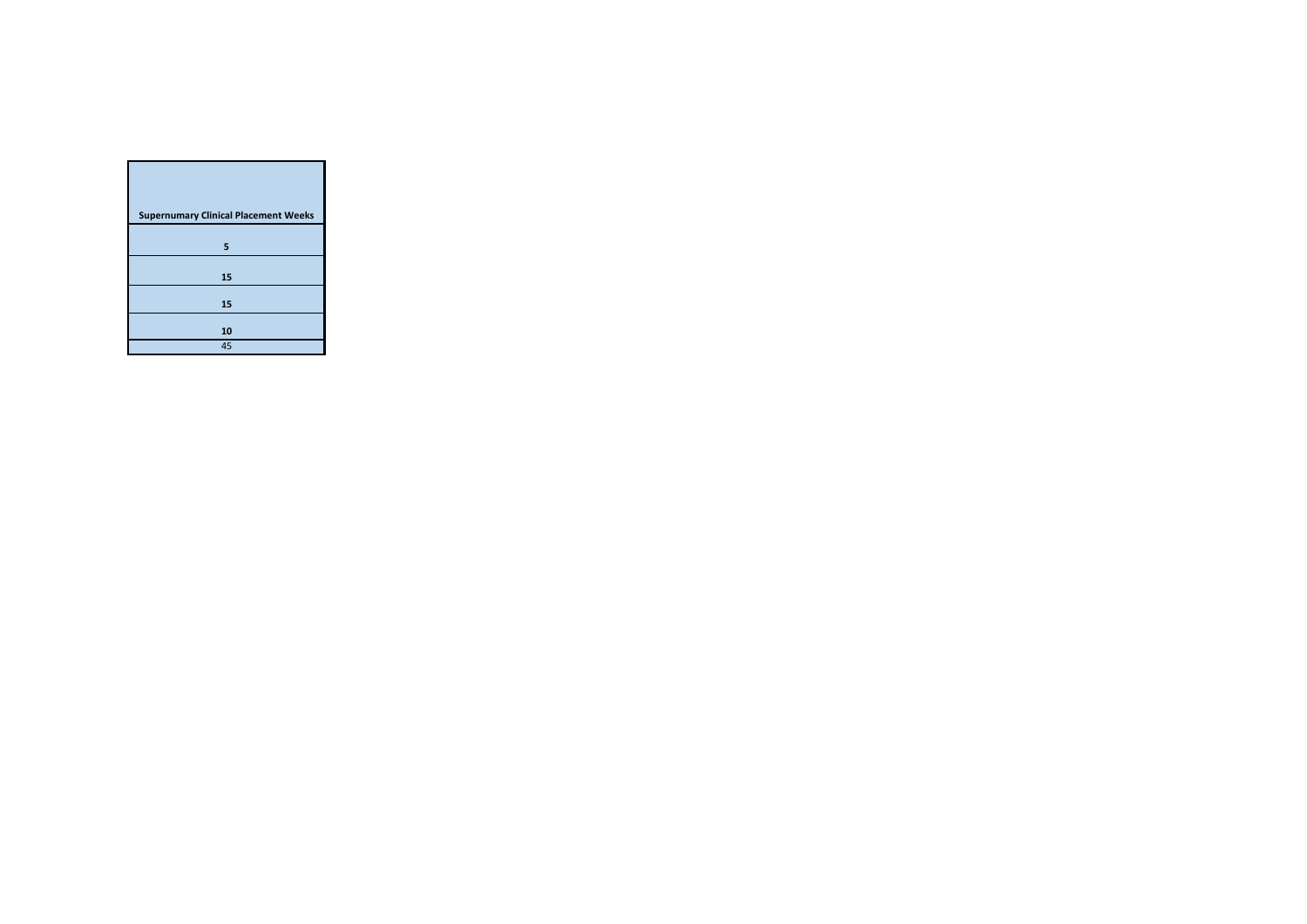| Supernumary Clinical Placement Weeks |
| --- |
| **5** |
| **15** |
| **15** |
| **10** |
| 45 |